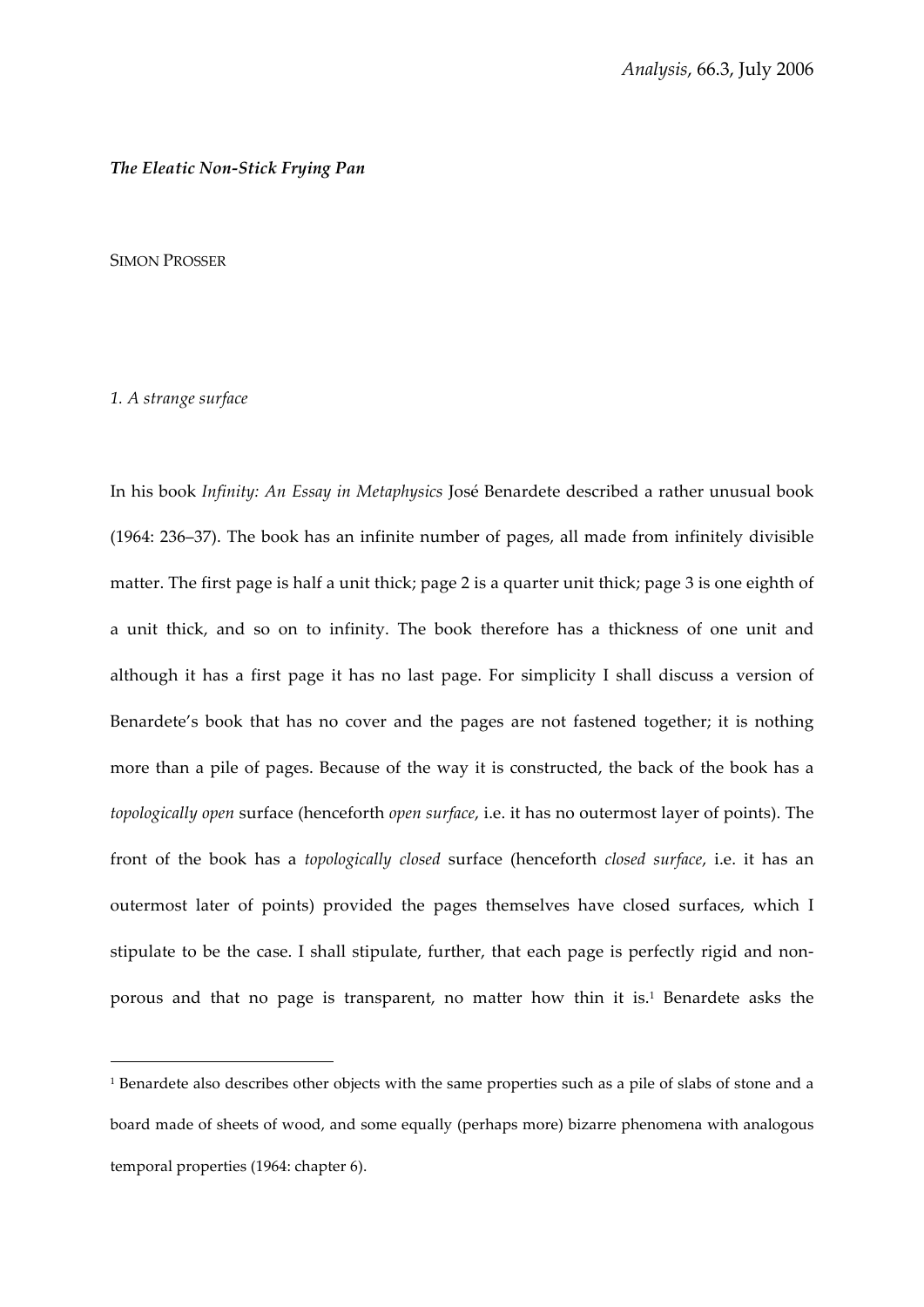# *The Eleatic Non-Stick Frying Pan*

SIMON PROSSER

## *1. A strange surface*

In his book *Infinity: An Essay in Metaphysics* José Benardete described a rather unusual book (1964: 236–37). The book has an infinite number of pages, all made from infinitely divisible matter. The first page is half a unit thick; page 2 is a quarter unit thick; page 3 is one eighth of a unit thick, and so on to infinity. The book therefore has a thickness of one unit and although it has a first page it has no last page. For simplicity I shall discuss a version of Benardete's book that has no cover and the pages are not fastened together; it is nothing more than a pile of pages. Because of the way it is constructed, the back of the book has a *topologically open* surface (henceforth *open surface*, i.e. it has no outermost layer of points). The front of the book has a *topologically closed* surface (henceforth *closed surface*, i.e. it has an outermost later of points) provided the pages themselves have closed surfaces, which I stipulate to be the case. I shall stipulate, further, that each page is perfectly rigid and non-porous and that no page is transparent, no matter how thin it is.[1] Benardete asks the

[1] Benardete also describes other objects with the same properties such as a pile of slabs of stone and a board made of sheets of wood, and some equally (perhaps more) bizarre phenomena with analogous temporal properties (1964: chapter 6).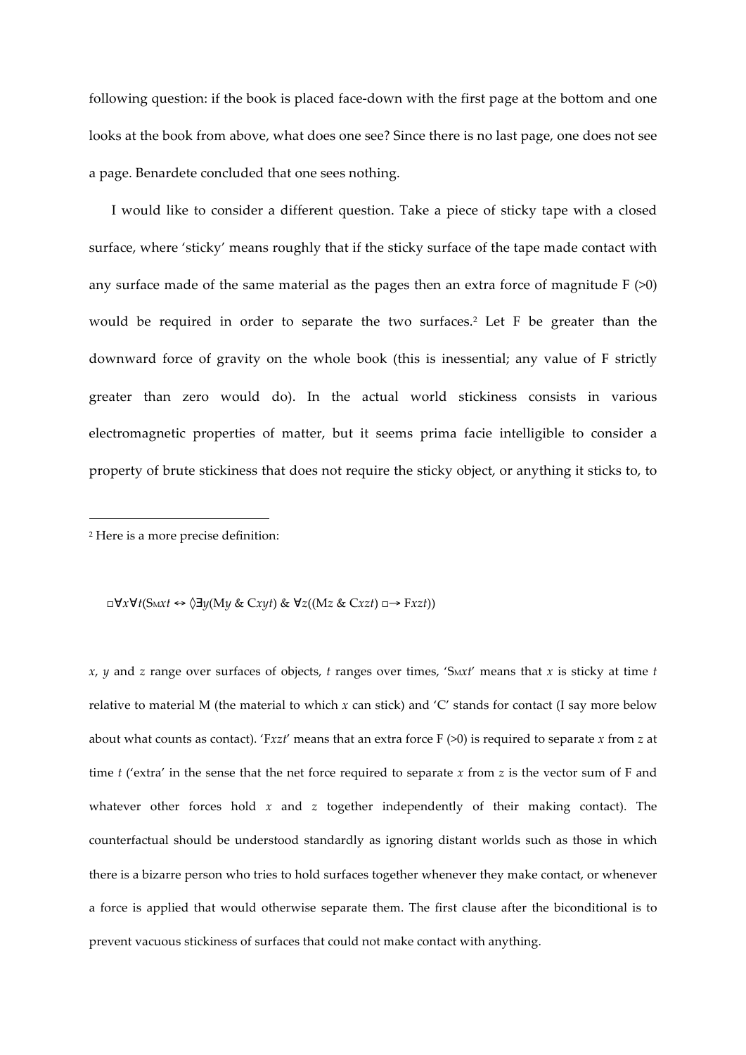following question: if the book is placed face-down with the first page at the bottom and one looks at the book from above, what does one see? Since there is no last page, one does not see a page. Benardete concluded that one sees nothing.

I would like to consider a different question. Take a piece of sticky tape with a closed surface, where 'sticky' means roughly that if the sticky surface of the tape made contact with any surface made of the same material as the pages then an extra force of magnitude F (>0) would be required in order to separate the two surfaces.[2] Let F be greater than the downward force of gravity on the whole book (this is inessential; any value of F strictly greater than zero would do). In the actual world stickiness consists in various electromagnetic properties of matter, but it seems prima facie intelligible to consider a property of brute stickiness that does not require the sticky object, or anything it sticks to, to

---

[2] Here is a more precise definition:

$$\Box\forall x\forall t(\mathrm{S_M}xt \leftrightarrow \Diamond\exists y(\mathrm{M}y \,\&\, \mathrm{C}xyt) \,\&\, \forall z((\mathrm{M}z \,\&\, \mathrm{C}xzt) \,\Box\!\!\rightarrow \mathrm{F}xzt))$$

*x*, *y* and *z* range over surfaces of objects, *t* ranges over times, '$\mathrm{S_M}xt$' means that *x* is sticky at time *t* relative to material M (the material to which *x* can stick) and 'C' stands for contact (I say more below about what counts as contact). '$\mathrm{F}xzt$' means that an extra force F (>0) is required to separate *x* from *z* at time *t* ('extra' in the sense that the net force required to separate *x* from *z* is the vector sum of F and whatever other forces hold *x* and *z* together independently of their making contact). The counterfactual should be understood standardly as ignoring distant worlds such as those in which there is a bizarre person who tries to hold surfaces together whenever they make contact, or whenever a force is applied that would otherwise separate them. The first clause after the biconditional is to prevent vacuous stickiness of surfaces that could not make contact with anything.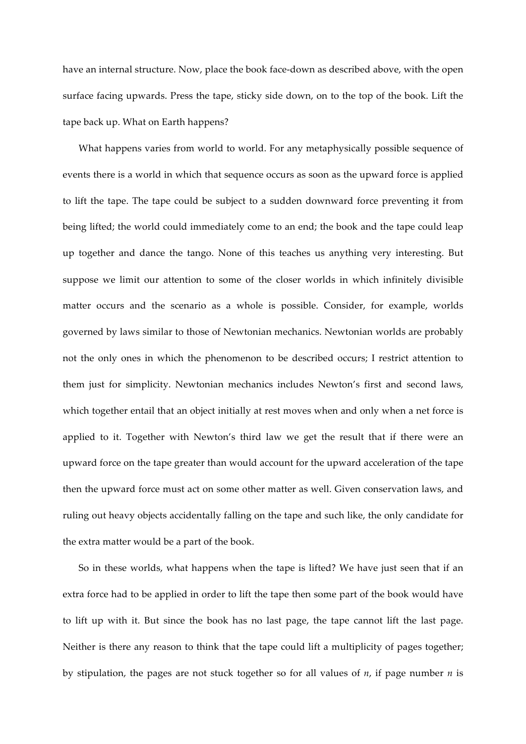have an internal structure. Now, place the book face-down as described above, with the open surface facing upwards. Press the tape, sticky side down, on to the top of the book. Lift the tape back up. What on Earth happens?

What happens varies from world to world. For any metaphysically possible sequence of events there is a world in which that sequence occurs as soon as the upward force is applied to lift the tape. The tape could be subject to a sudden downward force preventing it from being lifted; the world could immediately come to an end; the book and the tape could leap up together and dance the tango. None of this teaches us anything very interesting. But suppose we limit our attention to some of the closer worlds in which infinitely divisible matter occurs and the scenario as a whole is possible. Consider, for example, worlds governed by laws similar to those of Newtonian mechanics. Newtonian worlds are probably not the only ones in which the phenomenon to be described occurs; I restrict attention to them just for simplicity. Newtonian mechanics includes Newton's first and second laws, which together entail that an object initially at rest moves when and only when a net force is applied to it. Together with Newton's third law we get the result that if there were an upward force on the tape greater than would account for the upward acceleration of the tape then the upward force must act on some other matter as well. Given conservation laws, and ruling out heavy objects accidentally falling on the tape and such like, the only candidate for the extra matter would be a part of the book.

So in these worlds, what happens when the tape is lifted? We have just seen that if an extra force had to be applied in order to lift the tape then some part of the book would have to lift up with it. But since the book has no last page, the tape cannot lift the last page. Neither is there any reason to think that the tape could lift a multiplicity of pages together; by stipulation, the pages are not stuck together so for all values of $n$, if page number $n$ is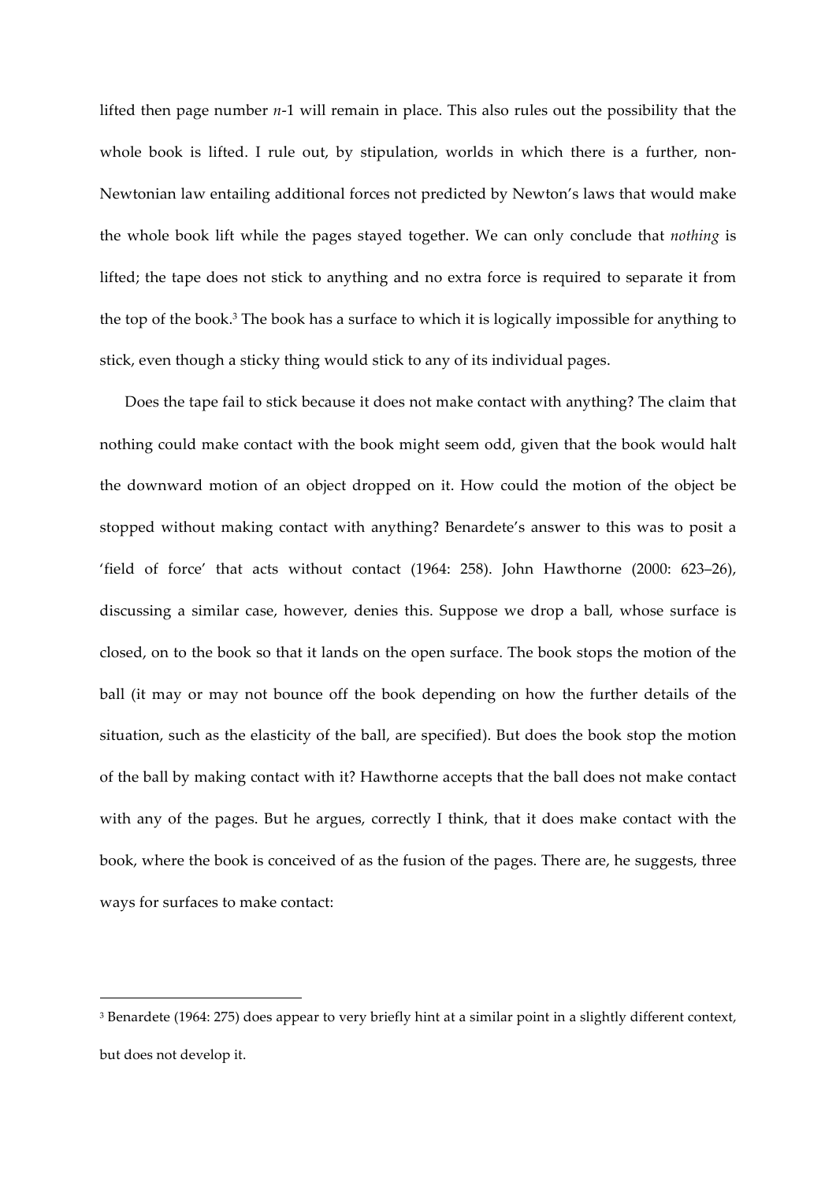lifted then page number $n$-1 will remain in place. This also rules out the possibility that the whole book is lifted. I rule out, by stipulation, worlds in which there is a further, non-Newtonian law entailing additional forces not predicted by Newton's laws that would make the whole book lift while the pages stayed together. We can only conclude that *nothing* is lifted; the tape does not stick to anything and no extra force is required to separate it from the top of the book.[3] The book has a surface to which it is logically impossible for anything to stick, even though a sticky thing would stick to any of its individual pages.

Does the tape fail to stick because it does not make contact with anything? The claim that nothing could make contact with the book might seem odd, given that the book would halt the downward motion of an object dropped on it. How could the motion of the object be stopped without making contact with anything? Benardete's answer to this was to posit a 'field of force' that acts without contact (1964: 258). John Hawthorne (2000: 623–26), discussing a similar case, however, denies this. Suppose we drop a ball, whose surface is closed, on to the book so that it lands on the open surface. The book stops the motion of the ball (it may or may not bounce off the book depending on how the further details of the situation, such as the elasticity of the ball, are specified). But does the book stop the motion of the ball by making contact with it? Hawthorne accepts that the ball does not make contact with any of the pages. But he argues, correctly I think, that it does make contact with the book, where the book is conceived of as the fusion of the pages. There are, he suggests, three ways for surfaces to make contact:

---

[3] Benardete (1964: 275) does appear to very briefly hint at a similar point in a slightly different context, but does not develop it.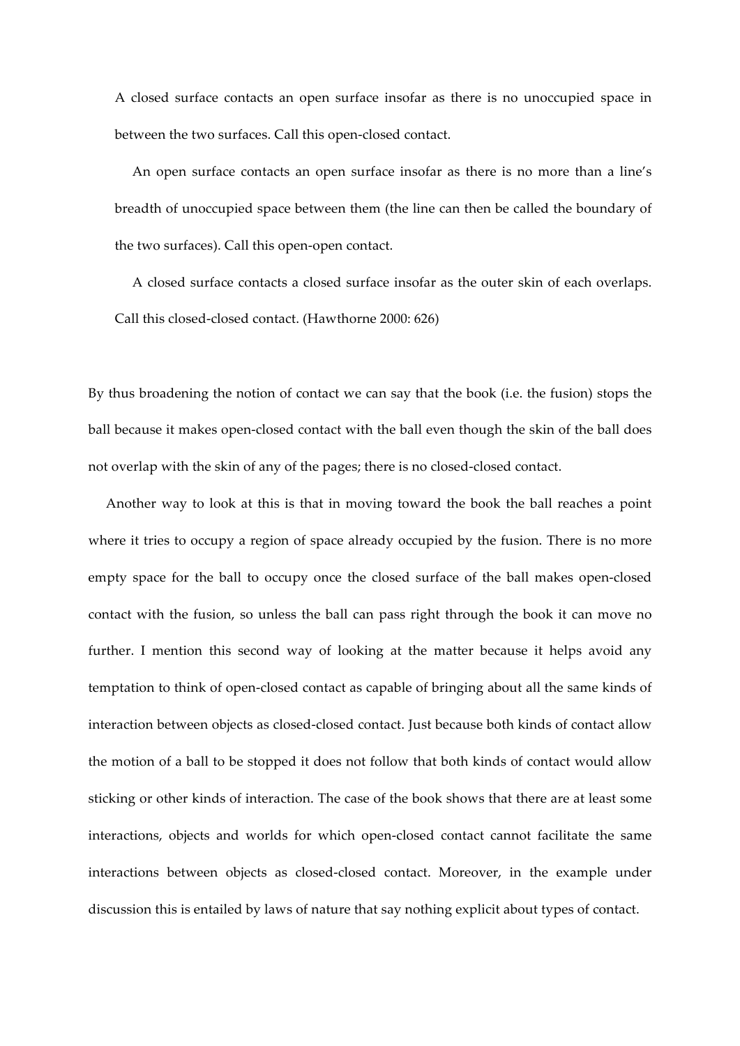> A closed surface contacts an open surface insofar as there is no unoccupied space in between the two surfaces. Call this open-closed contact.
>
> An open surface contacts an open surface insofar as there is no more than a line's breadth of unoccupied space between them (the line can then be called the boundary of the two surfaces). Call this open-open contact.
>
> A closed surface contacts a closed surface insofar as the outer skin of each overlaps. Call this closed-closed contact. (Hawthorne 2000: 626)

By thus broadening the notion of contact we can say that the book (i.e. the fusion) stops the ball because it makes open-closed contact with the ball even though the skin of the ball does not overlap with the skin of any of the pages; there is no closed-closed contact.

Another way to look at this is that in moving toward the book the ball reaches a point where it tries to occupy a region of space already occupied by the fusion. There is no more empty space for the ball to occupy once the closed surface of the ball makes open-closed contact with the fusion, so unless the ball can pass right through the book it can move no further. I mention this second way of looking at the matter because it helps avoid any temptation to think of open-closed contact as capable of bringing about all the same kinds of interaction between objects as closed-closed contact. Just because both kinds of contact allow the motion of a ball to be stopped it does not follow that both kinds of contact would allow sticking or other kinds of interaction. The case of the book shows that there are at least some interactions, objects and worlds for which open-closed contact cannot facilitate the same interactions between objects as closed-closed contact. Moreover, in the example under discussion this is entailed by laws of nature that say nothing explicit about types of contact.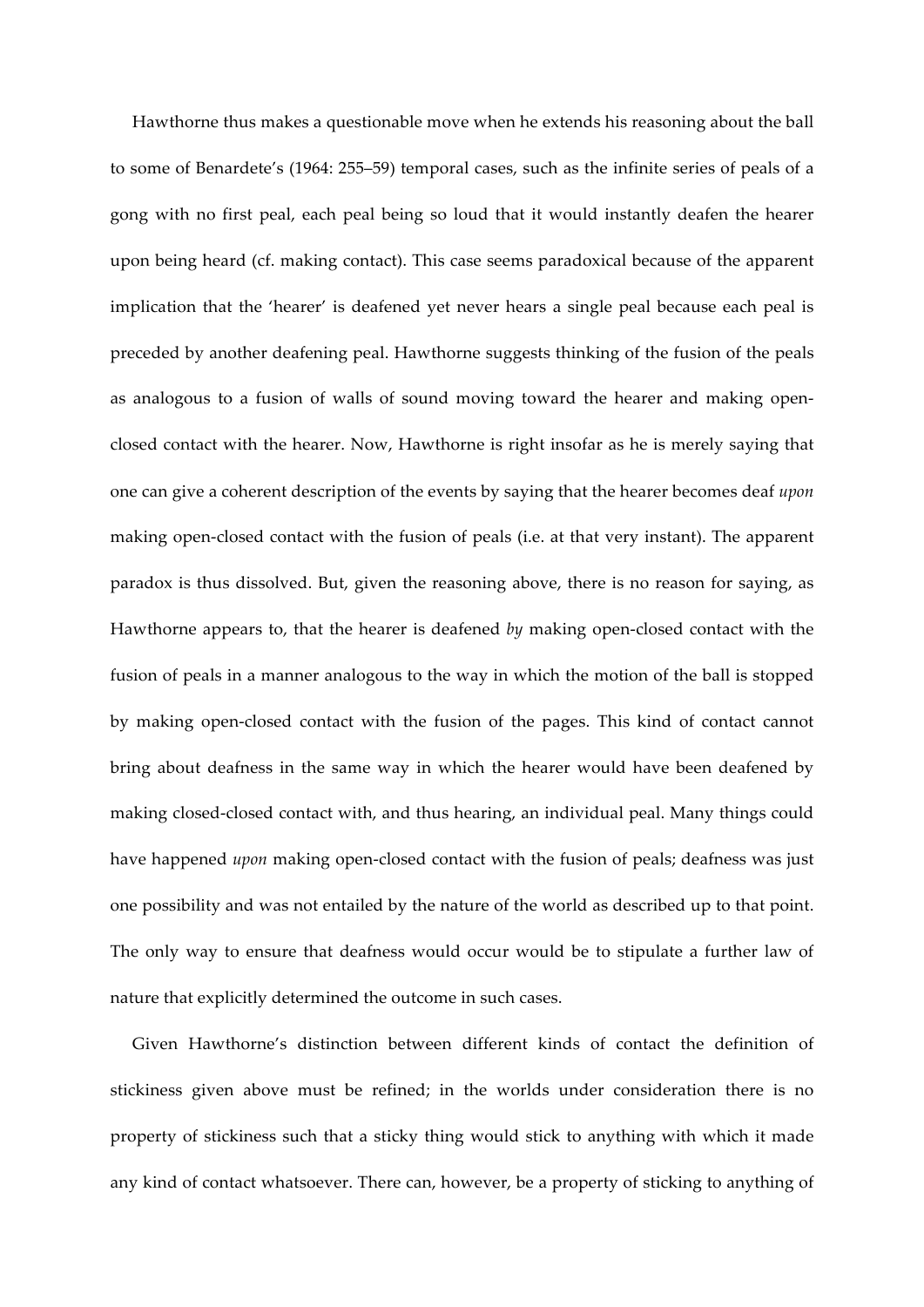Hawthorne thus makes a questionable move when he extends his reasoning about the ball to some of Benardete's (1964: 255–59) temporal cases, such as the infinite series of peals of a gong with no first peal, each peal being so loud that it would instantly deafen the hearer upon being heard (cf. making contact). This case seems paradoxical because of the apparent implication that the 'hearer' is deafened yet never hears a single peal because each peal is preceded by another deafening peal. Hawthorne suggests thinking of the fusion of the peals as analogous to a fusion of walls of sound moving toward the hearer and making open-closed contact with the hearer. Now, Hawthorne is right insofar as he is merely saying that one can give a coherent description of the events by saying that the hearer becomes deaf *upon* making open-closed contact with the fusion of peals (i.e. at that very instant). The apparent paradox is thus dissolved. But, given the reasoning above, there is no reason for saying, as Hawthorne appears to, that the hearer is deafened *by* making open-closed contact with the fusion of peals in a manner analogous to the way in which the motion of the ball is stopped by making open-closed contact with the fusion of the pages. This kind of contact cannot bring about deafness in the same way in which the hearer would have been deafened by making closed-closed contact with, and thus hearing, an individual peal. Many things could have happened *upon* making open-closed contact with the fusion of peals; deafness was just one possibility and was not entailed by the nature of the world as described up to that point. The only way to ensure that deafness would occur would be to stipulate a further law of nature that explicitly determined the outcome in such cases.

Given Hawthorne's distinction between different kinds of contact the definition of stickiness given above must be refined; in the worlds under consideration there is no property of stickiness such that a sticky thing would stick to anything with which it made any kind of contact whatsoever. There can, however, be a property of sticking to anything of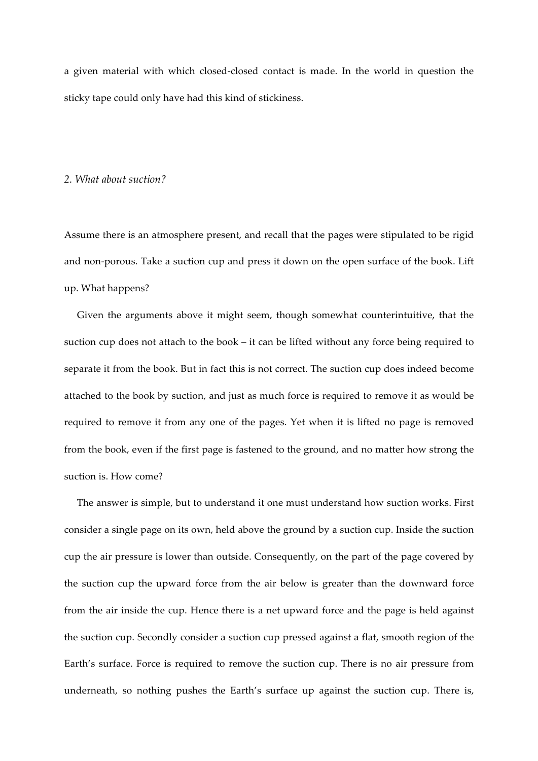a given material with which closed-closed contact is made. In the world in question the sticky tape could only have had this kind of stickiness.

### *2. What about suction?*

Assume there is an atmosphere present, and recall that the pages were stipulated to be rigid and non-porous. Take a suction cup and press it down on the open surface of the book. Lift up. What happens?

Given the arguments above it might seem, though somewhat counterintuitive, that the suction cup does not attach to the book – it can be lifted without any force being required to separate it from the book. But in fact this is not correct. The suction cup does indeed become attached to the book by suction, and just as much force is required to remove it as would be required to remove it from any one of the pages. Yet when it is lifted no page is removed from the book, even if the first page is fastened to the ground, and no matter how strong the suction is. How come?

The answer is simple, but to understand it one must understand how suction works. First consider a single page on its own, held above the ground by a suction cup. Inside the suction cup the air pressure is lower than outside. Consequently, on the part of the page covered by the suction cup the upward force from the air below is greater than the downward force from the air inside the cup. Hence there is a net upward force and the page is held against the suction cup. Secondly consider a suction cup pressed against a flat, smooth region of the Earth's surface. Force is required to remove the suction cup. There is no air pressure from underneath, so nothing pushes the Earth's surface up against the suction cup. There is,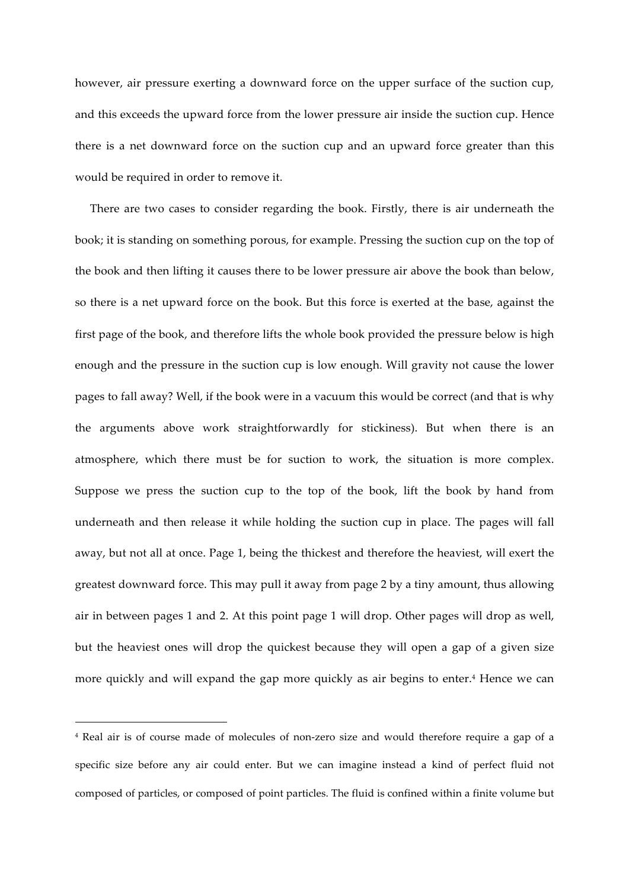however, air pressure exerting a downward force on the upper surface of the suction cup, and this exceeds the upward force from the lower pressure air inside the suction cup. Hence there is a net downward force on the suction cup and an upward force greater than this would be required in order to remove it.

There are two cases to consider regarding the book. Firstly, there is air underneath the book; it is standing on something porous, for example. Pressing the suction cup on the top of the book and then lifting it causes there to be lower pressure air above the book than below, so there is a net upward force on the book. But this force is exerted at the base, against the first page of the book, and therefore lifts the whole book provided the pressure below is high enough and the pressure in the suction cup is low enough. Will gravity not cause the lower pages to fall away? Well, if the book were in a vacuum this would be correct (and that is why the arguments above work straightforwardly for stickiness). But when there is an atmosphere, which there must be for suction to work, the situation is more complex. Suppose we press the suction cup to the top of the book, lift the book by hand from underneath and then release it while holding the suction cup in place. The pages will fall away, but not all at once. Page 1, being the thickest and therefore the heaviest, will exert the greatest downward force. This may pull it away from page 2 by a tiny amount, thus allowing air in between pages 1 and 2. At this point page 1 will drop. Other pages will drop as well, but the heaviest ones will drop the quickest because they will open a gap of a given size more quickly and will expand the gap more quickly as air begins to enter.[4] Hence we can

[4] Real air is of course made of molecules of non-zero size and would therefore require a gap of a specific size before any air could enter. But we can imagine instead a kind of perfect fluid not composed of particles, or composed of point particles. The fluid is confined within a finite volume but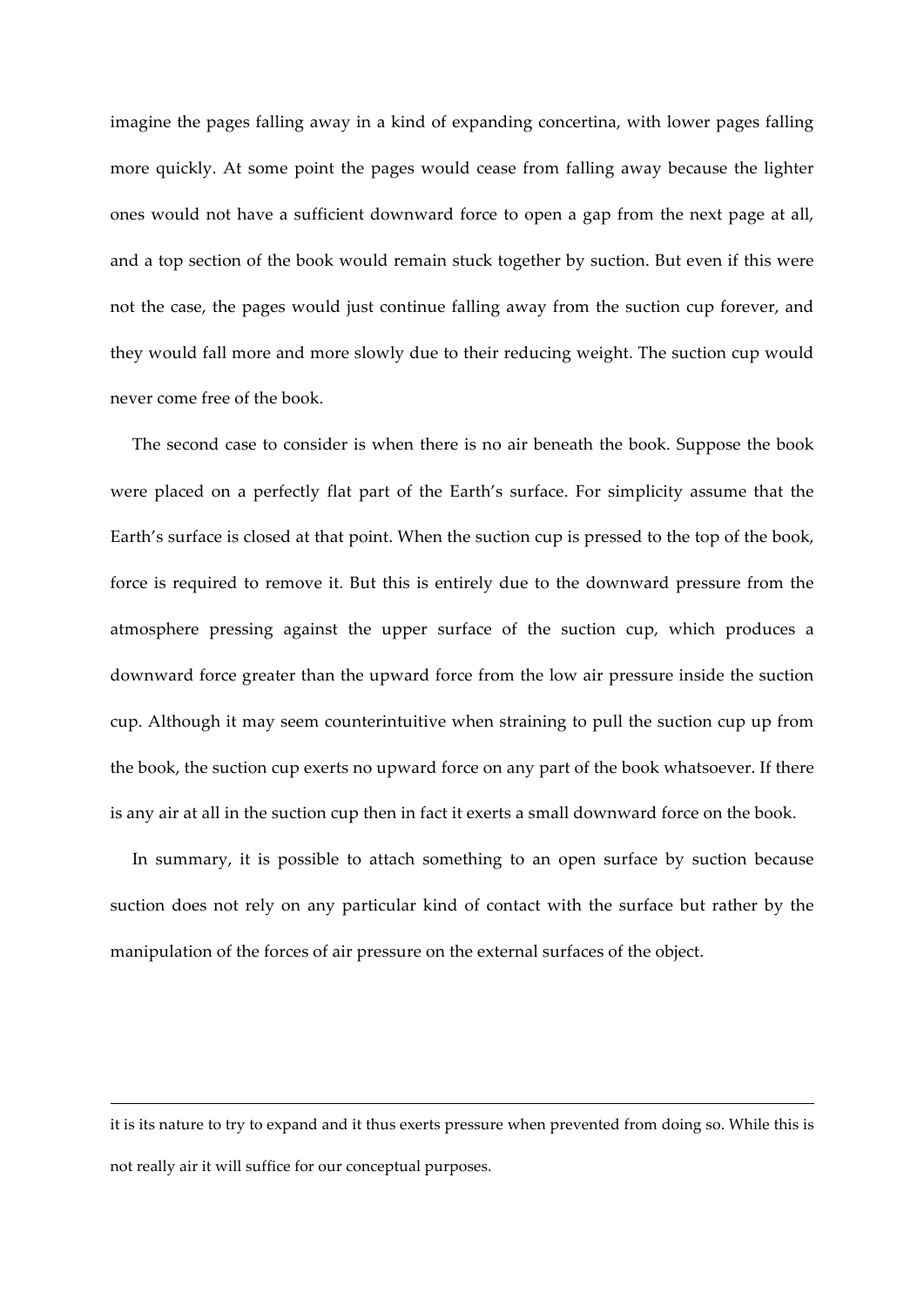imagine the pages falling away in a kind of expanding concertina, with lower pages falling more quickly. At some point the pages would cease from falling away because the lighter ones would not have a sufficient downward force to open a gap from the next page at all, and a top section of the book would remain stuck together by suction. But even if this were not the case, the pages would just continue falling away from the suction cup forever, and they would fall more and more slowly due to their reducing weight. The suction cup would never come free of the book.

The second case to consider is when there is no air beneath the book. Suppose the book were placed on a perfectly flat part of the Earth's surface. For simplicity assume that the Earth's surface is closed at that point. When the suction cup is pressed to the top of the book, force is required to remove it. But this is entirely due to the downward pressure from the atmosphere pressing against the upper surface of the suction cup, which produces a downward force greater than the upward force from the low air pressure inside the suction cup. Although it may seem counterintuitive when straining to pull the suction cup up from the book, the suction cup exerts no upward force on any part of the book whatsoever. If there is any air at all in the suction cup then in fact it exerts a small downward force on the book.

In summary, it is possible to attach something to an open surface by suction because suction does not rely on any particular kind of contact with the surface but rather by the manipulation of the forces of air pressure on the external surfaces of the object.

---

it is its nature to try to expand and it thus exerts pressure when prevented from doing so. While this is not really air it will suffice for our conceptual purposes.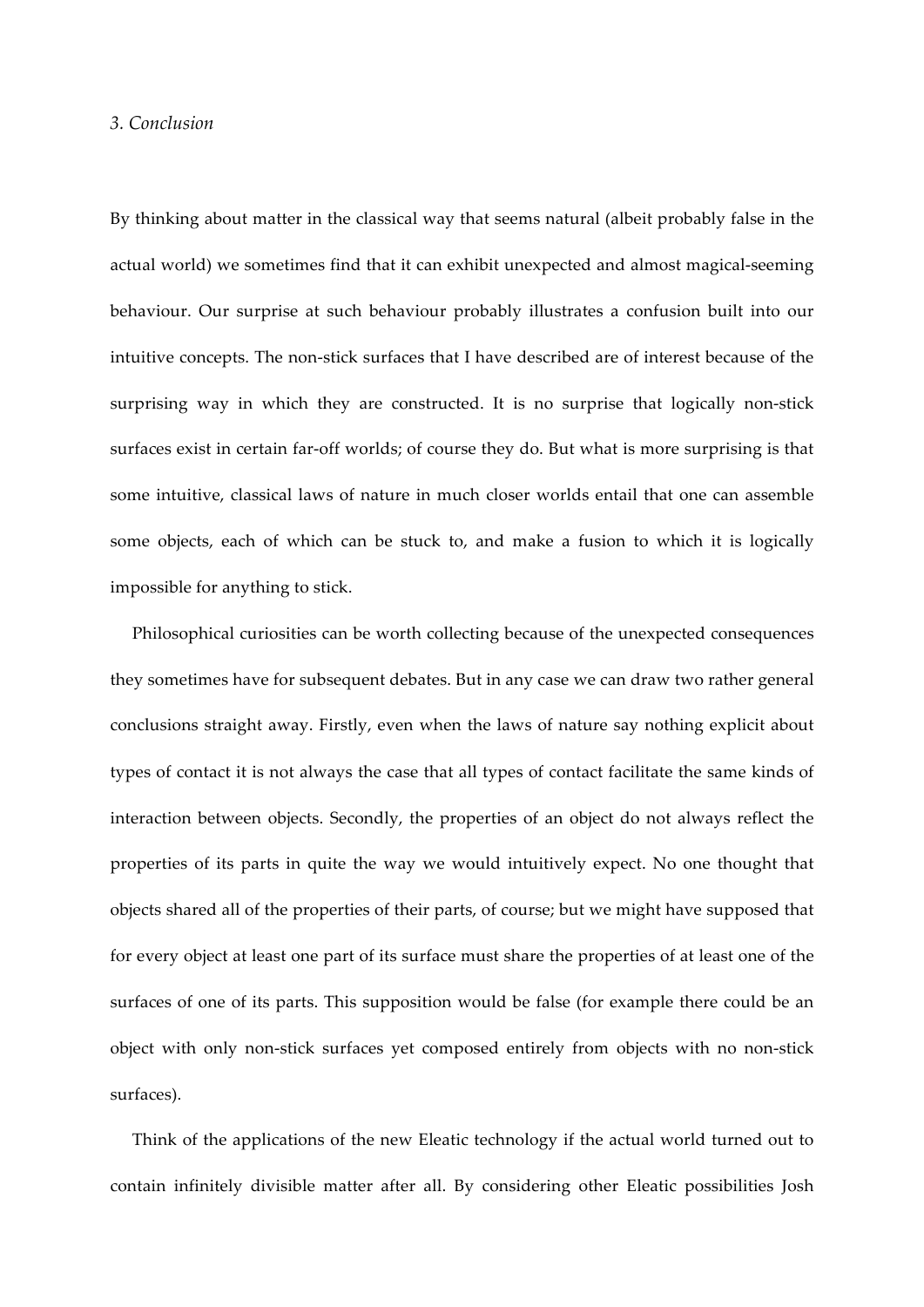### *3. Conclusion*

By thinking about matter in the classical way that seems natural (albeit probably false in the actual world) we sometimes find that it can exhibit unexpected and almost magical-seeming behaviour. Our surprise at such behaviour probably illustrates a confusion built into our intuitive concepts. The non-stick surfaces that I have described are of interest because of the surprising way in which they are constructed. It is no surprise that logically non-stick surfaces exist in certain far-off worlds; of course they do. But what is more surprising is that some intuitive, classical laws of nature in much closer worlds entail that one can assemble some objects, each of which can be stuck to, and make a fusion to which it is logically impossible for anything to stick.

Philosophical curiosities can be worth collecting because of the unexpected consequences they sometimes have for subsequent debates. But in any case we can draw two rather general conclusions straight away. Firstly, even when the laws of nature say nothing explicit about types of contact it is not always the case that all types of contact facilitate the same kinds of interaction between objects. Secondly, the properties of an object do not always reflect the properties of its parts in quite the way we would intuitively expect. No one thought that objects shared all of the properties of their parts, of course; but we might have supposed that for every object at least one part of its surface must share the properties of at least one of the surfaces of one of its parts. This supposition would be false (for example there could be an object with only non-stick surfaces yet composed entirely from objects with no non-stick surfaces).

Think of the applications of the new Eleatic technology if the actual world turned out to contain infinitely divisible matter after all. By considering other Eleatic possibilities Josh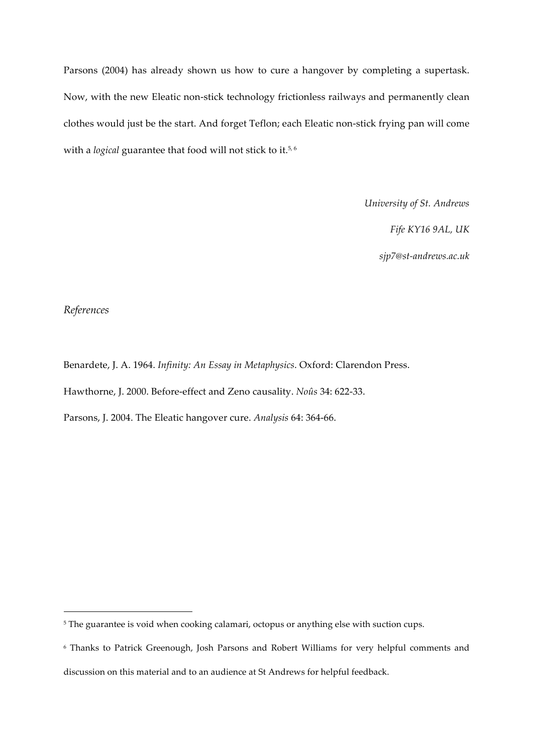Parsons (2004) has already shown us how to cure a hangover by completing a supertask. Now, with the new Eleatic non-stick technology frictionless railways and permanently clean clothes would just be the start. And forget Teflon; each Eleatic non-stick frying pan will come with a *logical* guarantee that food will not stick to it.[5, 6]

*University of St. Andrews*

*Fife KY16 9AL, UK*

*sjp7@st-andrews.ac.uk*

*References*

Benardete, J. A. 1964. *Infinity: An Essay in Metaphysics*. Oxford: Clarendon Press.

Hawthorne, J. 2000. Before-effect and Zeno causality. *Noûs* 34: 622-33.

Parsons, J. 2004. The Eleatic hangover cure. *Analysis* 64: 364-66.

---

[5] The guarantee is void when cooking calamari, octopus or anything else with suction cups.

[6] Thanks to Patrick Greenough, Josh Parsons and Robert Williams for very helpful comments and discussion on this material and to an audience at St Andrews for helpful feedback.